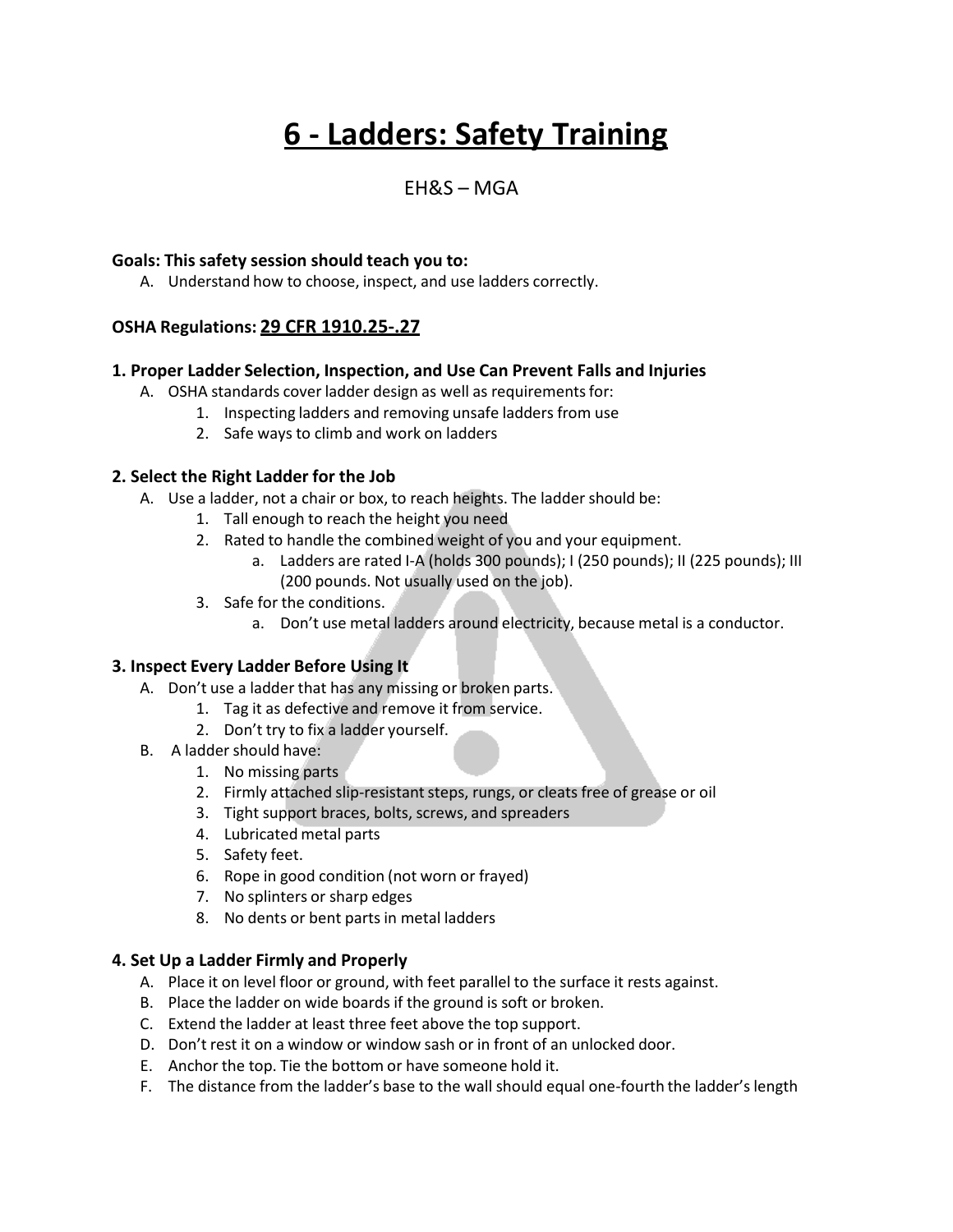# 6 - Ladders: Safety Training

EH&S – MGA

**Goals: This safety session should teach you to:**

A. Understand how to choose, inspect, and use ladders correctly.

**OSHA Regulations: 29 CFR 1910.25-.27**

### 1. Proper Ladder Selection, Inspection, and Use Can Prevent Falls and Injuries

A. OSHA standards cover ladder design as well as requirements for:
   1. Inspecting ladders and removing unsafe ladders from use
   2. Safe ways to climb and work on ladders

### 2. Select the Right Ladder for the Job

A. Use a ladder, not a chair or box, to reach heights. The ladder should be:
   1. Tall enough to reach the height you need
   2. Rated to handle the combined weight of you and your equipment.
      a. Ladders are rated I-A (holds 300 pounds); I (250 pounds); II (225 pounds); III (200 pounds. Not usually used on the job).
   3. Safe for the conditions.
      a. Don't use metal ladders around electricity, because metal is a conductor.

### 3. Inspect Every Ladder Before Using It

A. Don't use a ladder that has any missing or broken parts.
   1. Tag it as defective and remove it from service.
   2. Don't try to fix a ladder yourself.

B. A ladder should have:
   1. No missing parts
   2. Firmly attached slip-resistant steps, rungs, or cleats free of grease or oil
   3. Tight support braces, bolts, screws, and spreaders
   4. Lubricated metal parts
   5. Safety feet.
   6. Rope in good condition (not worn or frayed)
   7. No splinters or sharp edges
   8. No dents or bent parts in metal ladders

### 4. Set Up a Ladder Firmly and Properly

A. Place it on level floor or ground, with feet parallel to the surface it rests against.

B. Place the ladder on wide boards if the ground is soft or broken.

C. Extend the ladder at least three feet above the top support.

D. Don't rest it on a window or window sash or in front of an unlocked door.

E. Anchor the top. Tie the bottom or have someone hold it.

F. The distance from the ladder's base to the wall should equal one-fourth the ladder's length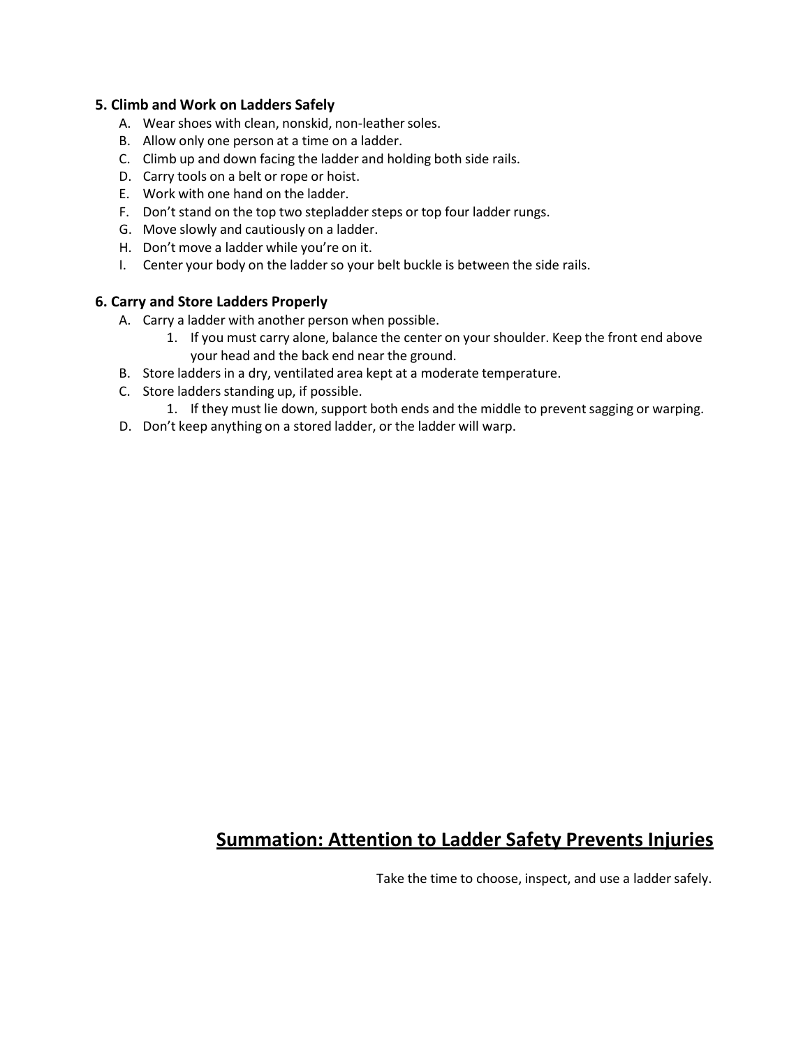### 5. Climb and Work on Ladders Safely

A. Wear shoes with clean, nonskid, non-leather soles.
B. Allow only one person at a time on a ladder.
C. Climb up and down facing the ladder and holding both side rails.
D. Carry tools on a belt or rope or hoist.
E. Work with one hand on the ladder.
F. Don't stand on the top two stepladder steps or top four ladder rungs.
G. Move slowly and cautiously on a ladder.
H. Don't move a ladder while you're on it.
I. Center your body on the ladder so your belt buckle is between the side rails.

### 6. Carry and Store Ladders Properly

A. Carry a ladder with another person when possible.
   1. If you must carry alone, balance the center on your shoulder. Keep the front end above your head and the back end near the ground.
B. Store ladders in a dry, ventilated area kept at a moderate temperature.
C. Store ladders standing up, if possible.
   1. If they must lie down, support both ends and the middle to prevent sagging or warping.
D. Don't keep anything on a stored ladder, or the ladder will warp.

## Summation: Attention to Ladder Safety Prevents Injuries

Take the time to choose, inspect, and use a ladder safely.